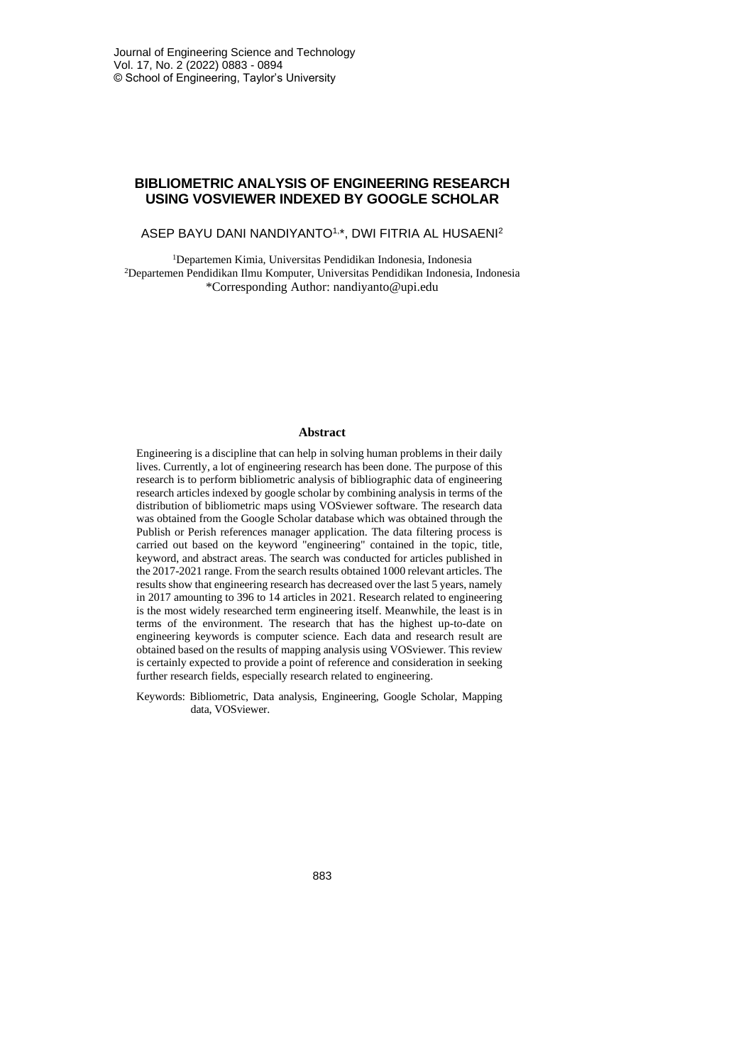# BIBLIOMETRIC ANALYSIS OF ENGINEERING RESEARCH USING VOSVIEWER INDEXED BY GOOGLE SCHOLAR

ASEP BAYU DANI NANDIYANTO[1,*], DWI FITRIA AL HUSAENI[2]

[1]Departemen Kimia, Universitas Pendidikan Indonesia, Indonesia
[2]Departemen Pendidikan Ilmu Komputer, Universitas Pendidikan Indonesia, Indonesia
*Corresponding Author: nandiyanto@upi.edu

## Abstract

Engineering is a discipline that can help in solving human problems in their daily lives. Currently, a lot of engineering research has been done. The purpose of this research is to perform bibliometric analysis of bibliographic data of engineering research articles indexed by google scholar by combining analysis in terms of the distribution of bibliometric maps using VOSviewer software. The research data was obtained from the Google Scholar database which was obtained through the Publish or Perish references manager application. The data filtering process is carried out based on the keyword "engineering" contained in the topic, title, keyword, and abstract areas. The search was conducted for articles published in the 2017-2021 range. From the search results obtained 1000 relevant articles. The results show that engineering research has decreased over the last 5 years, namely in 2017 amounting to 396 to 14 articles in 2021. Research related to engineering is the most widely researched term engineering itself. Meanwhile, the least is in terms of the environment. The research that has the highest up-to-date on engineering keywords is computer science. Each data and research result are obtained based on the results of mapping analysis using VOSviewer. This review is certainly expected to provide a point of reference and consideration in seeking further research fields, especially research related to engineering.

Keywords: Bibliometric, Data analysis, Engineering, Google Scholar, Mapping data, VOSviewer.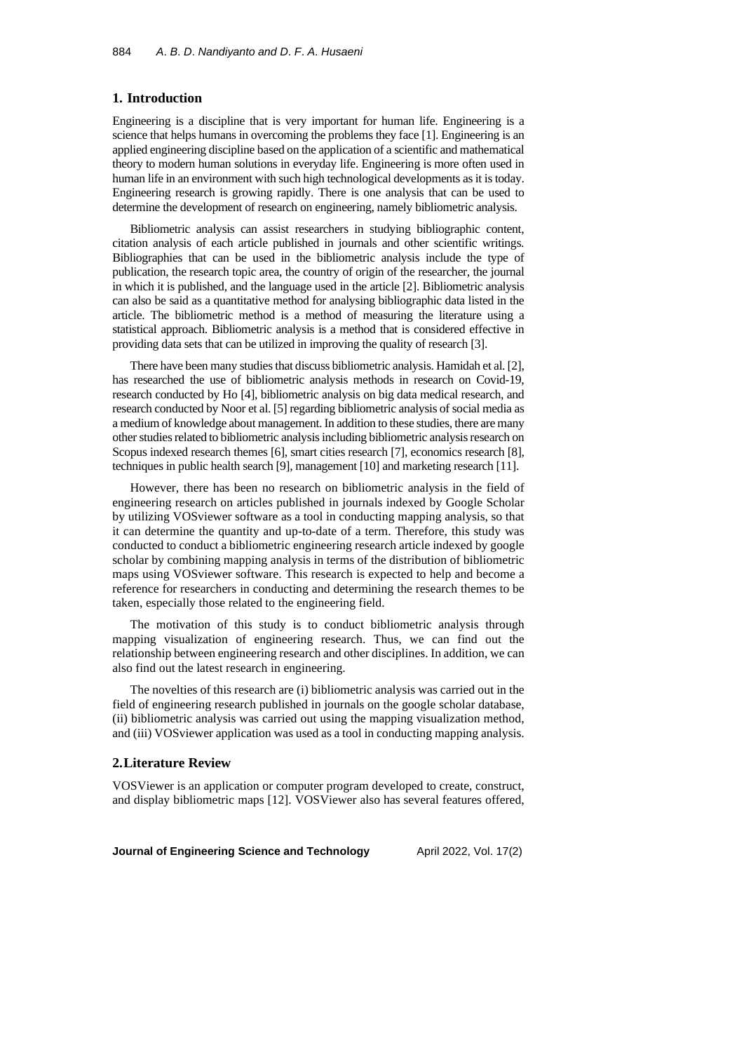## 1. Introduction

Engineering is a discipline that is very important for human life. Engineering is a science that helps humans in overcoming the problems they face [1]. Engineering is an applied engineering discipline based on the application of a scientific and mathematical theory to modern human solutions in everyday life. Engineering is more often used in human life in an environment with such high technological developments as it is today. Engineering research is growing rapidly. There is one analysis that can be used to determine the development of research on engineering, namely bibliometric analysis.

Bibliometric analysis can assist researchers in studying bibliographic content, citation analysis of each article published in journals and other scientific writings. Bibliographies that can be used in the bibliometric analysis include the type of publication, the research topic area, the country of origin of the researcher, the journal in which it is published, and the language used in the article [2]. Bibliometric analysis can also be said as a quantitative method for analysing bibliographic data listed in the article. The bibliometric method is a method of measuring the literature using a statistical approach. Bibliometric analysis is a method that is considered effective in providing data sets that can be utilized in improving the quality of research [3].

There have been many studies that discuss bibliometric analysis. Hamidah et al. [2], has researched the use of bibliometric analysis methods in research on Covid-19, research conducted by Ho [4], bibliometric analysis on big data medical research, and research conducted by Noor et al. [5] regarding bibliometric analysis of social media as a medium of knowledge about management. In addition to these studies, there are many other studies related to bibliometric analysis including bibliometric analysis research on Scopus indexed research themes [6], smart cities research [7], economics research [8], techniques in public health search [9], management [10] and marketing research [11].

However, there has been no research on bibliometric analysis in the field of engineering research on articles published in journals indexed by Google Scholar by utilizing VOSviewer software as a tool in conducting mapping analysis, so that it can determine the quantity and up-to-date of a term. Therefore, this study was conducted to conduct a bibliometric engineering research article indexed by google scholar by combining mapping analysis in terms of the distribution of bibliometric maps using VOSviewer software. This research is expected to help and become a reference for researchers in conducting and determining the research themes to be taken, especially those related to the engineering field.

The motivation of this study is to conduct bibliometric analysis through mapping visualization of engineering research. Thus, we can find out the relationship between engineering research and other disciplines. In addition, we can also find out the latest research in engineering.

The novelties of this research are (i) bibliometric analysis was carried out in the field of engineering research published in journals on the google scholar database, (ii) bibliometric analysis was carried out using the mapping visualization method, and (iii) VOSviewer application was used as a tool in conducting mapping analysis.

## 2. Literature Review

VOSViewer is an application or computer program developed to create, construct, and display bibliometric maps [12]. VOSViewer also has several features offered,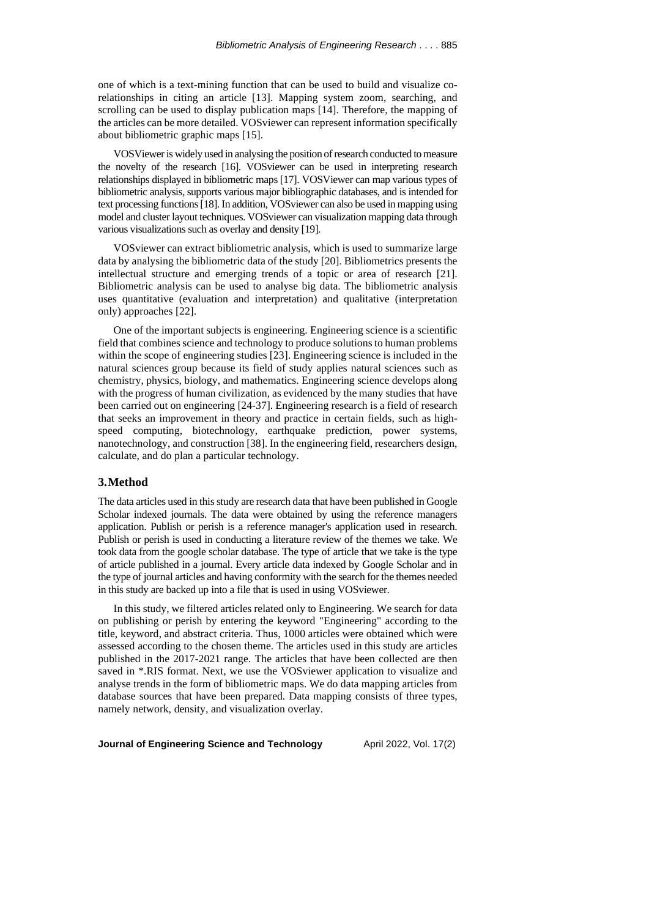one of which is a text-mining function that can be used to build and visualize co-relationships in citing an article [13]. Mapping system zoom, searching, and scrolling can be used to display publication maps [14]. Therefore, the mapping of the articles can be more detailed. VOSviewer can represent information specifically about bibliometric graphic maps [15].

VOSViewer is widely used in analysing the position of research conducted to measure the novelty of the research [16]. VOSviewer can be used in interpreting research relationships displayed in bibliometric maps [17]. VOSViewer can map various types of bibliometric analysis, supports various major bibliographic databases, and is intended for text processing functions [18]. In addition, VOSviewer can also be used in mapping using model and cluster layout techniques. VOSviewer can visualization mapping data through various visualizations such as overlay and density [19].

VOSviewer can extract bibliometric analysis, which is used to summarize large data by analysing the bibliometric data of the study [20]. Bibliometrics presents the intellectual structure and emerging trends of a topic or area of research [21]. Bibliometric analysis can be used to analyse big data. The bibliometric analysis uses quantitative (evaluation and interpretation) and qualitative (interpretation only) approaches [22].

One of the important subjects is engineering. Engineering science is a scientific field that combines science and technology to produce solutions to human problems within the scope of engineering studies [23]. Engineering science is included in the natural sciences group because its field of study applies natural sciences such as chemistry, physics, biology, and mathematics. Engineering science develops along with the progress of human civilization, as evidenced by the many studies that have been carried out on engineering [24-37]. Engineering research is a field of research that seeks an improvement in theory and practice in certain fields, such as high-speed computing, biotechnology, earthquake prediction, power systems, nanotechnology, and construction [38]. In the engineering field, researchers design, calculate, and do plan a particular technology.

## 3. Method

The data articles used in this study are research data that have been published in Google Scholar indexed journals. The data were obtained by using the reference managers application. Publish or perish is a reference manager's application used in research. Publish or perish is used in conducting a literature review of the themes we take. We took data from the google scholar database. The type of article that we take is the type of article published in a journal. Every article data indexed by Google Scholar and in the type of journal articles and having conformity with the search for the themes needed in this study are backed up into a file that is used in using VOSviewer.

In this study, we filtered articles related only to Engineering. We search for data on publishing or perish by entering the keyword "Engineering" according to the title, keyword, and abstract criteria. Thus, 1000 articles were obtained which were assessed according to the chosen theme. The articles used in this study are articles published in the 2017-2021 range. The articles that have been collected are then saved in *.RIS format. Next, we use the VOSviewer application to visualize and analyse trends in the form of bibliometric maps. We do data mapping articles from database sources that have been prepared. Data mapping consists of three types, namely network, density, and visualization overlay.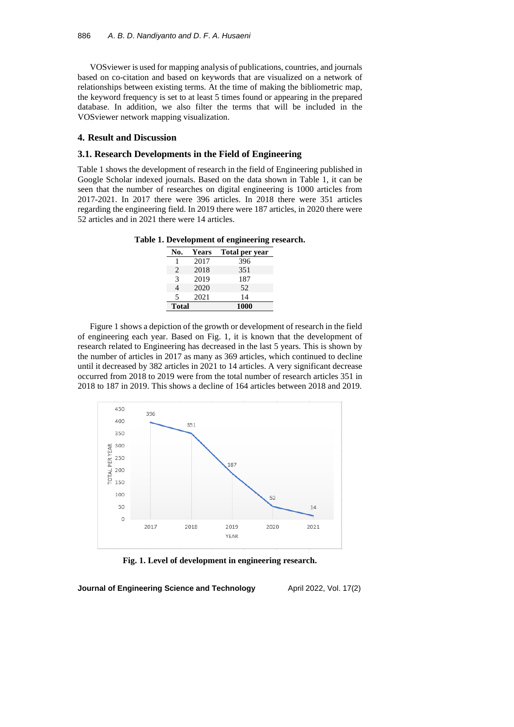VOSviewer is used for mapping analysis of publications, countries, and journals based on co-citation and based on keywords that are visualized on a network of relationships between existing terms. At the time of making the bibliometric map, the keyword frequency is set to at least 5 times found or appearing in the prepared database. In addition, we also filter the terms that will be included in the VOSviewer network mapping visualization.

## 4. Result and Discussion

### 3.1. Research Developments in the Field of Engineering

Table 1 shows the development of research in the field of Engineering published in Google Scholar indexed journals. Based on the data shown in Table 1, it can be seen that the number of researches on digital engineering is 1000 articles from 2017-2021. In 2017 there were 396 articles. In 2018 there were 351 articles regarding the engineering field. In 2019 there were 187 articles, in 2020 there were 52 articles and in 2021 there were 14 articles.

**Table 1. Development of engineering research.**

| No. | Years | Total per year |
|---|---|---|
| 1 | 2017 | 396 |
| 2 | 2018 | 351 |
| 3 | 2019 | 187 |
| 4 | 2020 | 52 |
| 5 | 2021 | 14 |
| **Total** | | **1000** |

Figure 1 shows a depiction of the growth or development of research in the field of engineering each year. Based on Fig. 1, it is known that the development of research related to Engineering has decreased in the last 5 years. This is shown by the number of articles in 2017 as many as 369 articles, which continued to decline until it decreased by 382 articles in 2021 to 14 articles. A very significant decrease occurred from 2018 to 2019 were from the total number of research articles 351 in 2018 to 187 in 2019. This shows a decline of 164 articles between 2018 and 2019.

**Fig. 1. Level of development in engineering research.**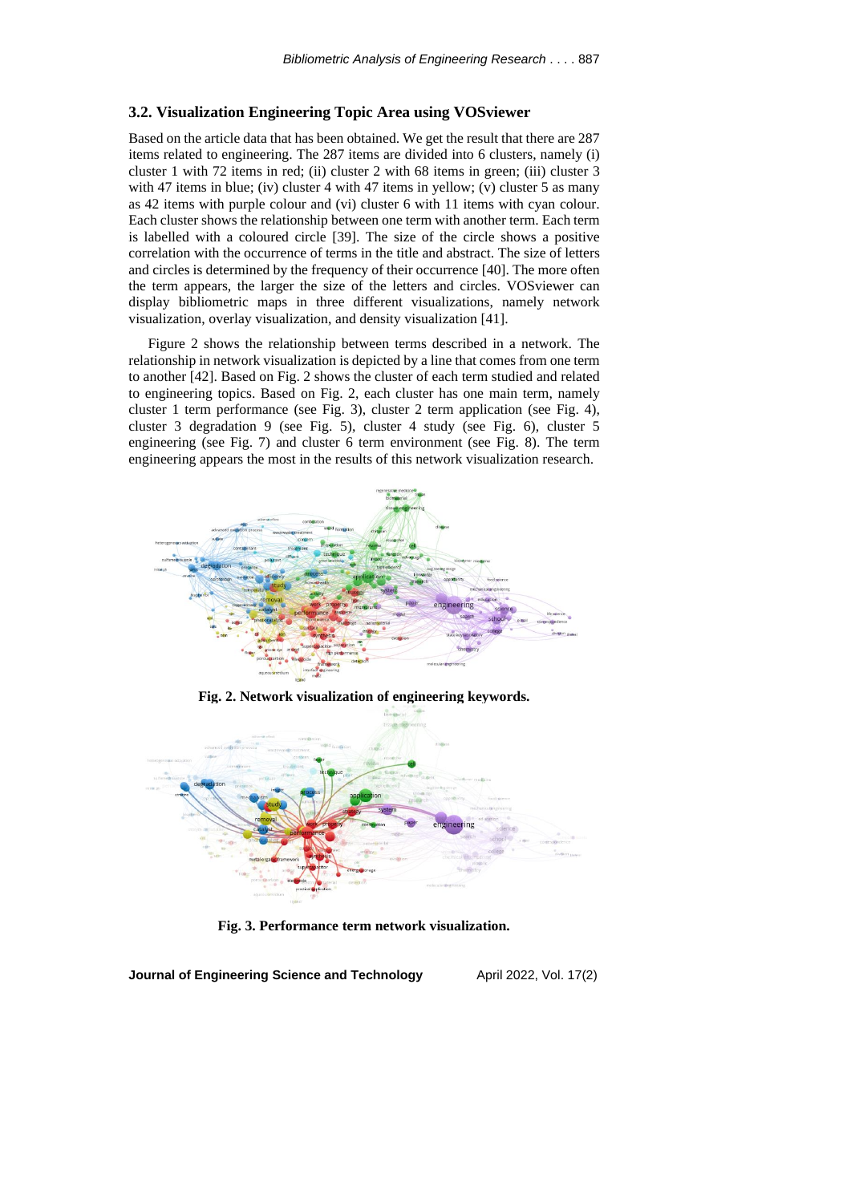### 3.2. Visualization Engineering Topic Area using VOSviewer

Based on the article data that has been obtained. We get the result that there are 287 items related to engineering. The 287 items are divided into 6 clusters, namely (i) cluster 1 with 72 items in red; (ii) cluster 2 with 68 items in green; (iii) cluster 3 with 47 items in blue; (iv) cluster 4 with 47 items in yellow; (v) cluster 5 as many as 42 items with purple colour and (vi) cluster 6 with 11 items with cyan colour. Each cluster shows the relationship between one term with another term. Each term is labelled with a coloured circle [39]. The size of the circle shows a positive correlation with the occurrence of terms in the title and abstract. The size of letters and circles is determined by the frequency of their occurrence [40]. The more often the term appears, the larger the size of the letters and circles. VOSviewer can display bibliometric maps in three different visualizations, namely network visualization, overlay visualization, and density visualization [41].

Figure 2 shows the relationship between terms described in a network. The relationship in network visualization is depicted by a line that comes from one term to another [42]. Based on Fig. 2 shows the cluster of each term studied and related to engineering topics. Based on Fig. 2, each cluster has one main term, namely cluster 1 term performance (see Fig. 3), cluster 2 term application (see Fig. 4), cluster 3 degradation 9 (see Fig. 5), cluster 4 study (see Fig. 6), cluster 5 engineering (see Fig. 7) and cluster 6 term environment (see Fig. 8). The term engineering appears the most in the results of this network visualization research.

**Fig. 2. Network visualization of engineering keywords.**

**Fig. 3. Performance term network visualization.**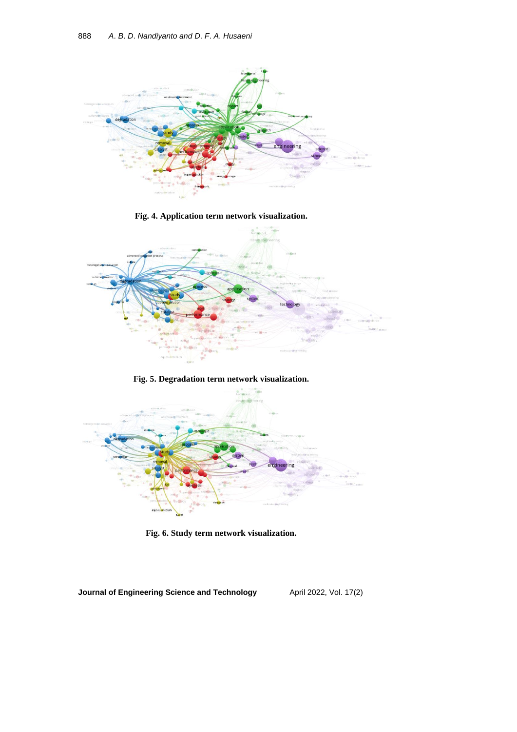Fig. 4. Application term network visualization.

Fig. 5. Degradation term network visualization.

Fig. 6. Study term network visualization.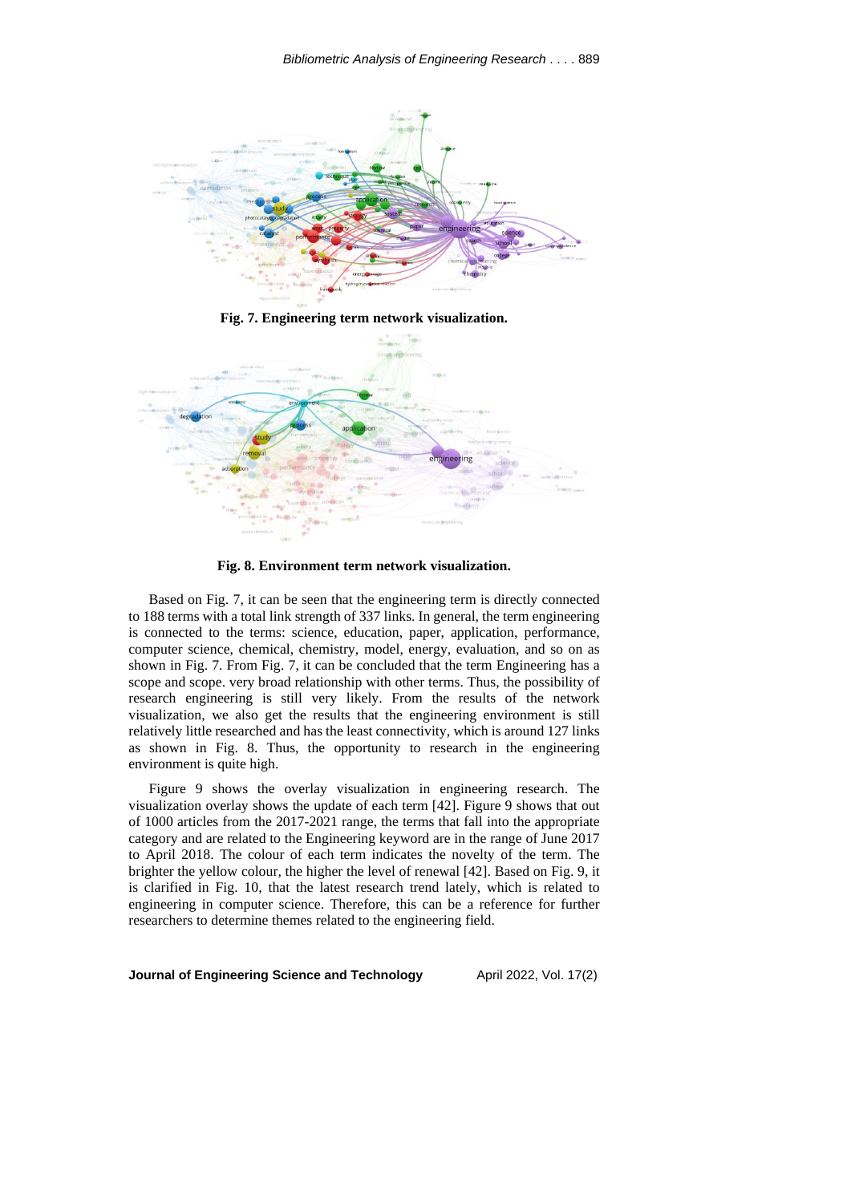**Fig. 7. Engineering term network visualization.**

**Fig. 8. Environment term network visualization.**

Based on Fig. 7, it can be seen that the engineering term is directly connected to 188 terms with a total link strength of 337 links. In general, the term engineering is connected to the terms: science, education, paper, application, performance, computer science, chemical, chemistry, model, energy, evaluation, and so on as shown in Fig. 7. From Fig. 7, it can be concluded that the term Engineering has a scope and scope. very broad relationship with other terms. Thus, the possibility of research engineering is still very likely. From the results of the network visualization, we also get the results that the engineering environment is still relatively little researched and has the least connectivity, which is around 127 links as shown in Fig. 8. Thus, the opportunity to research in the engineering environment is quite high.

Figure 9 shows the overlay visualization in engineering research. The visualization overlay shows the update of each term [42]. Figure 9 shows that out of 1000 articles from the 2017-2021 range, the terms that fall into the appropriate category and are related to the Engineering keyword are in the range of June 2017 to April 2018. The colour of each term indicates the novelty of the term. The brighter the yellow colour, the higher the level of renewal [42]. Based on Fig. 9, it is clarified in Fig. 10, that the latest research trend lately, which is related to engineering in computer science. Therefore, this can be a reference for further researchers to determine themes related to the engineering field.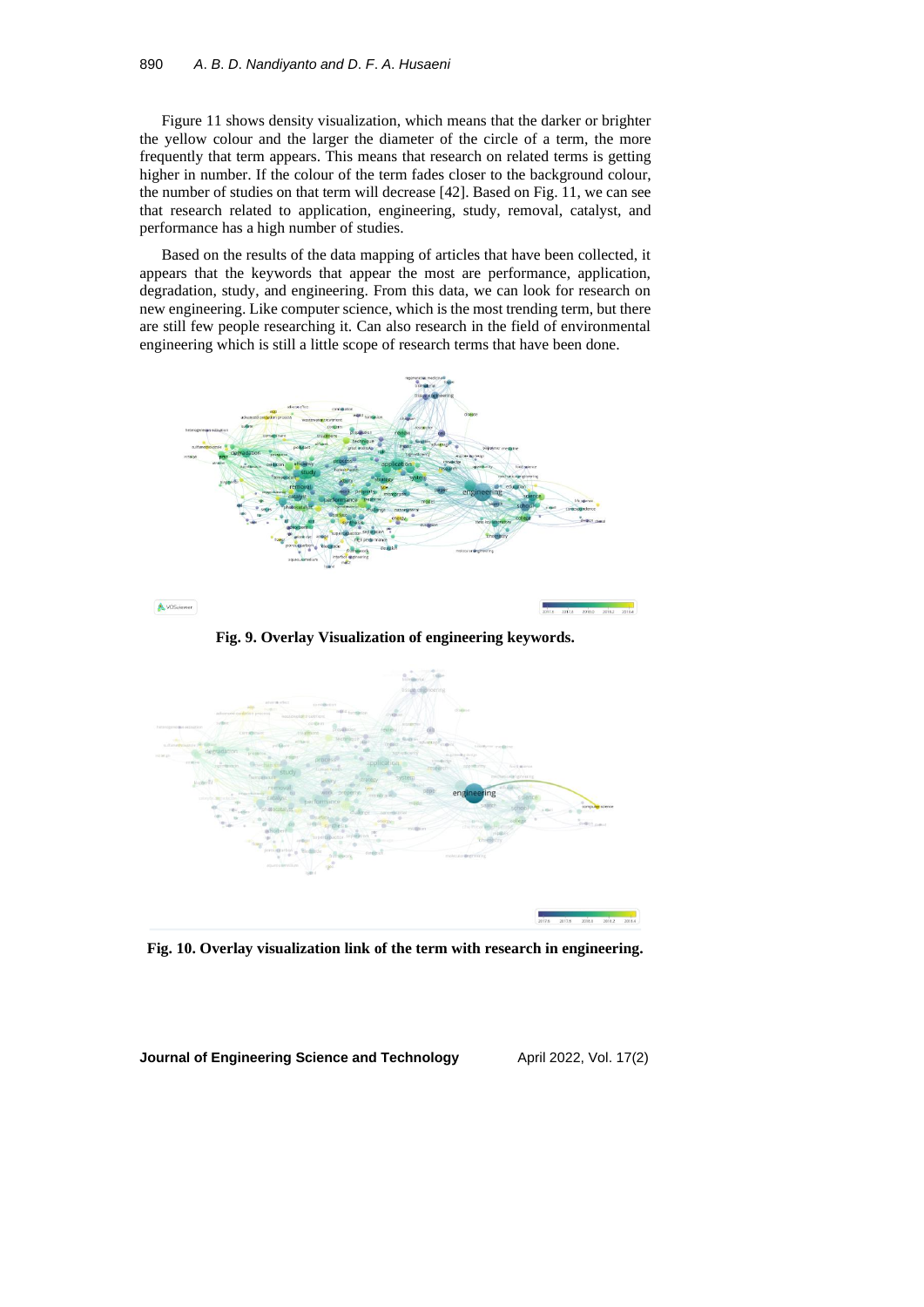Figure 11 shows density visualization, which means that the darker or brighter the yellow colour and the larger the diameter of the circle of a term, the more frequently that term appears. This means that research on related terms is getting higher in number. If the colour of the term fades closer to the background colour, the number of studies on that term will decrease [42]. Based on Fig. 11, we can see that research related to application, engineering, study, removal, catalyst, and performance has a high number of studies.

Based on the results of the data mapping of articles that have been collected, it appears that the keywords that appear the most are performance, application, degradation, study, and engineering. From this data, we can look for research on new engineering. Like computer science, which is the most trending term, but there are still few people researching it. Can also research in the field of environmental engineering which is still a little scope of research terms that have been done.

**Fig. 9. Overlay Visualization of engineering keywords.**

**Fig. 10. Overlay visualization link of the term with research in engineering.**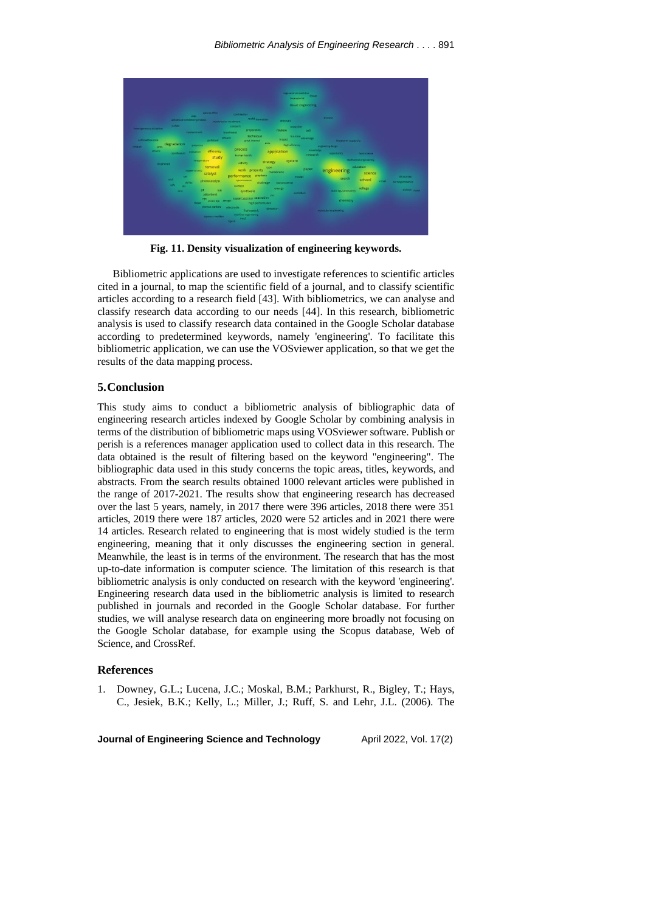Fig. 11. Density visualization of engineering keywords.

Bibliometric applications are used to investigate references to scientific articles cited in a journal, to map the scientific field of a journal, and to classify scientific articles according to a research field [43]. With bibliometrics, we can analyse and classify research data according to our needs [44]. In this research, bibliometric analysis is used to classify research data contained in the Google Scholar database according to predetermined keywords, namely 'engineering'. To facilitate this bibliometric application, we can use the VOSviewer application, so that we get the results of the data mapping process.

## 5. Conclusion

This study aims to conduct a bibliometric analysis of bibliographic data of engineering research articles indexed by Google Scholar by combining analysis in terms of the distribution of bibliometric maps using VOSviewer software. Publish or perish is a references manager application used to collect data in this research. The data obtained is the result of filtering based on the keyword "engineering". The bibliographic data used in this study concerns the topic areas, titles, keywords, and abstracts. From the search results obtained 1000 relevant articles were published in the range of 2017-2021. The results show that engineering research has decreased over the last 5 years, namely, in 2017 there were 396 articles, 2018 there were 351 articles, 2019 there were 187 articles, 2020 were 52 articles and in 2021 there were 14 articles. Research related to engineering that is most widely studied is the term engineering, meaning that it only discusses the engineering section in general. Meanwhile, the least is in terms of the environment. The research that has the most up-to-date information is computer science. The limitation of this research is that bibliometric analysis is only conducted on research with the keyword 'engineering'. Engineering research data used in the bibliometric analysis is limited to research published in journals and recorded in the Google Scholar database. For further studies, we will analyse research data on engineering more broadly not focusing on the Google Scholar database, for example using the Scopus database, Web of Science, and CrossRef.

## References

1. Downey, G.L.; Lucena, J.C.; Moskal, B.M.; Parkhurst, R., Bigley, T.; Hays, C., Jesiek, B.K.; Kelly, L.; Miller, J.; Ruff, S. and Lehr, J.L. (2006). The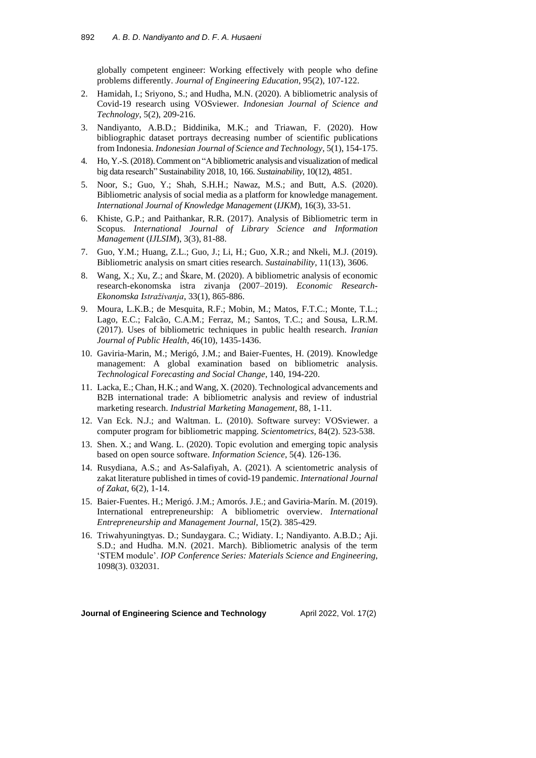globally competent engineer: Working effectively with people who define problems differently. *Journal of Engineering Education*, 95(2), 107-122.

2. Hamidah, I.; Sriyono, S.; and Hudha, M.N. (2020). A bibliometric analysis of Covid-19 research using VOSviewer. *Indonesian Journal of Science and Technology*, 5(2), 209-216.
3. Nandiyanto, A.B.D.; Biddinika, M.K.; and Triawan, F. (2020). How bibliographic dataset portrays decreasing number of scientific publications from Indonesia. *Indonesian Journal of Science and Technology*, 5(1), 154-175.
4. Ho, Y.-S. (2018). Comment on "A bibliometric analysis and visualization of medical big data research" Sustainability 2018, 10, 166. *Sustainability*, 10(12), 4851.
5. Noor, S.; Guo, Y.; Shah, S.H.H.; Nawaz, M.S.; and Butt, A.S. (2020). Bibliometric analysis of social media as a platform for knowledge management. *International Journal of Knowledge Management* (*IJKM*), 16(3), 33-51.
6. Khiste, G.P.; and Paithankar, R.R. (2017). Analysis of Bibliometric term in Scopus. *International Journal of Library Science and Information Management* (*IJLSIM*), 3(3), 81-88.
7. Guo, Y.M.; Huang, Z.L.; Guo, J.; Li, H.; Guo, X.R.; and Nkeli, M.J. (2019). Bibliometric analysis on smart cities research. *Sustainability*, 11(13), 3606.
8. Wang, X.; Xu, Z.; and Škare, M. (2020). A bibliometric analysis of economic research-ekonomska istra zivanja (2007–2019). *Economic Research-Ekonomska Istraživanja*, 33(1), 865-886.
9. Moura, L.K.B.; de Mesquita, R.F.; Mobin, M.; Matos, F.T.C.; Monte, T.L.; Lago, E.C.; Falcão, C.A.M.; Ferraz, M.; Santos, T.C.; and Sousa, L.R.M. (2017). Uses of bibliometric techniques in public health research. *Iranian Journal of Public Health*, 46(10), 1435-1436.
10. Gaviria-Marin, M.; Merigó, J.M.; and Baier-Fuentes, H. (2019). Knowledge management: A global examination based on bibliometric analysis. *Technological Forecasting and Social Change*, 140, 194-220.
11. Lacka, E.; Chan, H.K.; and Wang, X. (2020). Technological advancements and B2B international trade: A bibliometric analysis and review of industrial marketing research. *Industrial Marketing Management*, 88, 1-11.
12. Van Eck. N.J.; and Waltman. L. (2010). Software survey: VOSviewer. a computer program for bibliometric mapping. *Scientometrics*, 84(2). 523-538.
13. Shen. X.; and Wang. L. (2020). Topic evolution and emerging topic analysis based on open source software. *Information Science*, 5(4). 126-136.
14. Rusydiana, A.S.; and As-Salafiyah, A. (2021). A scientometric analysis of zakat literature published in times of covid-19 pandemic. *International Journal of Zakat*, 6(2), 1-14.
15. Baier-Fuentes. H.; Merigó. J.M.; Amorós. J.E.; and Gaviria-Marín. M. (2019). International entrepreneurship: A bibliometric overview. *International Entrepreneurship and Management Journal*, 15(2). 385-429.
16. Triwahyuningtyas. D.; Sundaygara. C.; Widiaty. I.; Nandiyanto. A.B.D.; Aji. S.D.; and Hudha. M.N. (2021. March). Bibliometric analysis of the term 'STEM module'. *IOP Conference Series: Materials Science and Engineering*, 1098(3). 032031.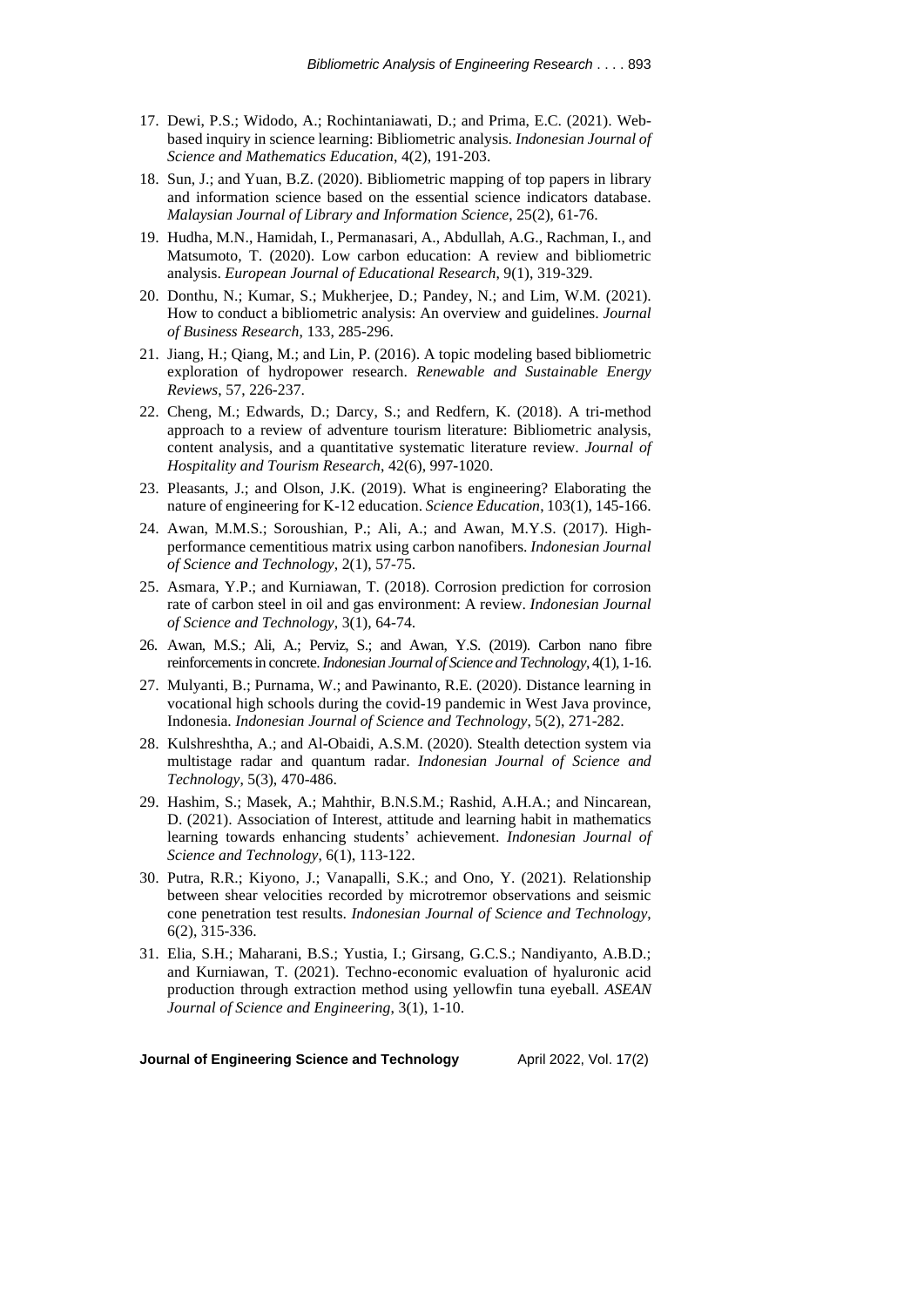17. Dewi, P.S.; Widodo, A.; Rochintaniawati, D.; and Prima, E.C. (2021). Web-based inquiry in science learning: Bibliometric analysis. *Indonesian Journal of Science and Mathematics Education*, 4(2), 191-203.
18. Sun, J.; and Yuan, B.Z. (2020). Bibliometric mapping of top papers in library and information science based on the essential science indicators database. *Malaysian Journal of Library and Information Science*, 25(2), 61-76.
19. Hudha, M.N., Hamidah, I., Permanasari, A., Abdullah, A.G., Rachman, I., and Matsumoto, T. (2020). Low carbon education: A review and bibliometric analysis. *European Journal of Educational Research*, 9(1), 319-329.
20. Donthu, N.; Kumar, S.; Mukherjee, D.; Pandey, N.; and Lim, W.M. (2021). How to conduct a bibliometric analysis: An overview and guidelines. *Journal of Business Research*, 133, 285-296.
21. Jiang, H.; Qiang, M.; and Lin, P. (2016). A topic modeling based bibliometric exploration of hydropower research. *Renewable and Sustainable Energy Reviews*, 57, 226-237.
22. Cheng, M.; Edwards, D.; Darcy, S.; and Redfern, K. (2018). A tri-method approach to a review of adventure tourism literature: Bibliometric analysis, content analysis, and a quantitative systematic literature review. *Journal of Hospitality and Tourism Research*, 42(6), 997-1020.
23. Pleasants, J.; and Olson, J.K. (2019). What is engineering? Elaborating the nature of engineering for K-12 education. *Science Education*, 103(1), 145-166.
24. Awan, M.M.S.; Soroushian, P.; Ali, A.; and Awan, M.Y.S. (2017). High-performance cementitious matrix using carbon nanofibers. *Indonesian Journal of Science and Technology*, 2(1), 57-75.
25. Asmara, Y.P.; and Kurniawan, T. (2018). Corrosion prediction for corrosion rate of carbon steel in oil and gas environment: A review. *Indonesian Journal of Science and Technology*, 3(1), 64-74.
26. Awan, M.S.; Ali, A.; Perviz, S.; and Awan, Y.S. (2019). Carbon nano fibre reinforcements in concrete. *Indonesian Journal of Science and Technology*, 4(1), 1-16.
27. Mulyanti, B.; Purnama, W.; and Pawinanto, R.E. (2020). Distance learning in vocational high schools during the covid-19 pandemic in West Java province, Indonesia. *Indonesian Journal of Science and Technology*, 5(2), 271-282.
28. Kulshreshtha, A.; and Al-Obaidi, A.S.M. (2020). Stealth detection system via multistage radar and quantum radar. *Indonesian Journal of Science and Technology*, 5(3), 470-486.
29. Hashim, S.; Masek, A.; Mahthir, B.N.S.M.; Rashid, A.H.A.; and Nincarean, D. (2021). Association of Interest, attitude and learning habit in mathematics learning towards enhancing students' achievement. *Indonesian Journal of Science and Technology*, 6(1), 113-122.
30. Putra, R.R.; Kiyono, J.; Vanapalli, S.K.; and Ono, Y. (2021). Relationship between shear velocities recorded by microtremor observations and seismic cone penetration test results. *Indonesian Journal of Science and Technology*, 6(2), 315-336.
31. Elia, S.H.; Maharani, B.S.; Yustia, I.; Girsang, G.C.S.; Nandiyanto, A.B.D.; and Kurniawan, T. (2021). Techno-economic evaluation of hyaluronic acid production through extraction method using yellowfin tuna eyeball. *ASEAN Journal of Science and Engineering*, 3(1), 1-10.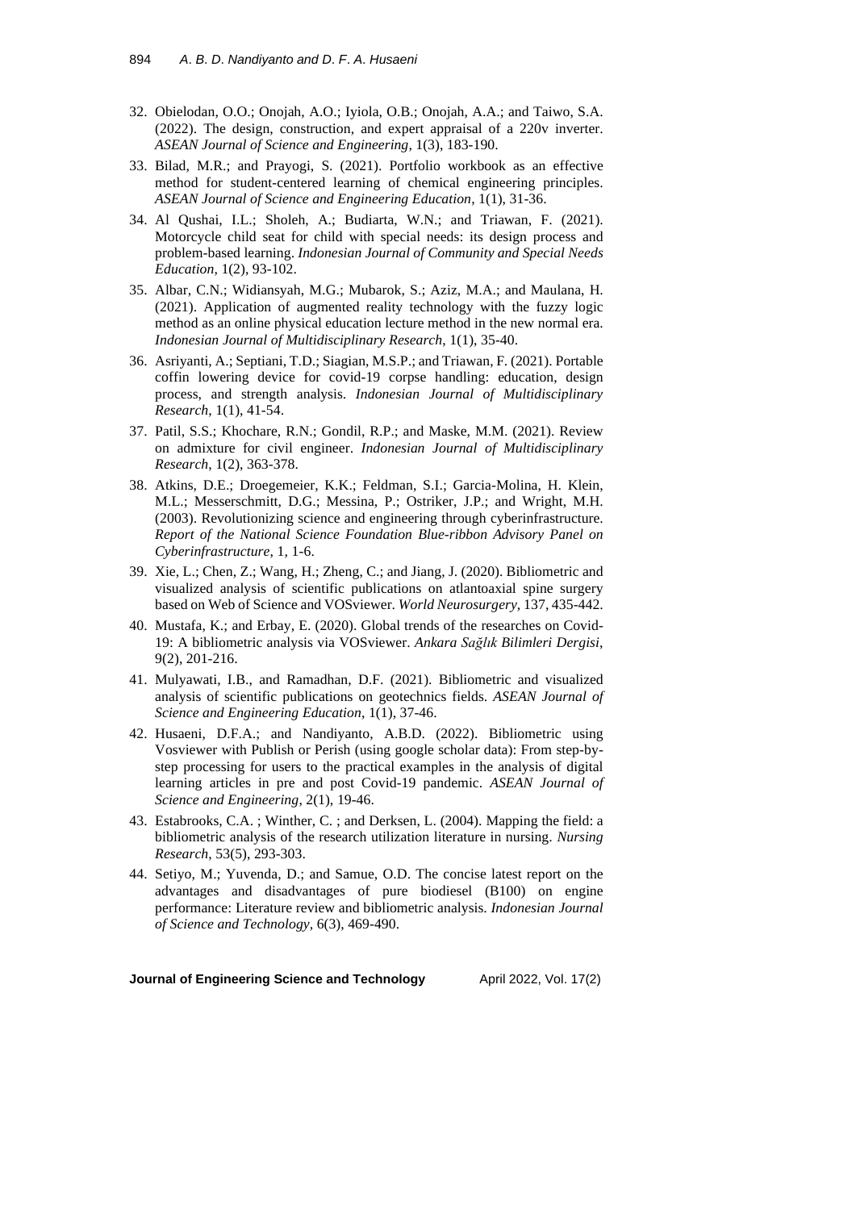32. Obielodan, O.O.; Onojah, A.O.; Iyiola, O.B.; Onojah, A.A.; and Taiwo, S.A. (2022). The design, construction, and expert appraisal of a 220v inverter. *ASEAN Journal of Science and Engineering*, 1(3), 183-190.
33. Bilad, M.R.; and Prayogi, S. (2021). Portfolio workbook as an effective method for student-centered learning of chemical engineering principles. *ASEAN Journal of Science and Engineering Education*, 1(1), 31-36.
34. Al Qushai, I.L.; Sholeh, A.; Budiarta, W.N.; and Triawan, F. (2021). Motorcycle child seat for child with special needs: its design process and problem-based learning. *Indonesian Journal of Community and Special Needs Education*, 1(2), 93-102.
35. Albar, C.N.; Widiansyah, M.G.; Mubarok, S.; Aziz, M.A.; and Maulana, H. (2021). Application of augmented reality technology with the fuzzy logic method as an online physical education lecture method in the new normal era. *Indonesian Journal of Multidisciplinary Research*, 1(1), 35-40.
36. Asriyanti, A.; Septiani, T.D.; Siagian, M.S.P.; and Triawan, F. (2021). Portable coffin lowering device for covid-19 corpse handling: education, design process, and strength analysis. *Indonesian Journal of Multidisciplinary Research*, 1(1), 41-54.
37. Patil, S.S.; Khochare, R.N.; Gondil, R.P.; and Maske, M.M. (2021). Review on admixture for civil engineer. *Indonesian Journal of Multidisciplinary Research*, 1(2), 363-378.
38. Atkins, D.E.; Droegemeier, K.K.; Feldman, S.I.; Garcia-Molina, H. Klein, M.L.; Messerschmitt, D.G.; Messina, P.; Ostriker, J.P.; and Wright, M.H. (2003). Revolutionizing science and engineering through cyberinfrastructure. *Report of the National Science Foundation Blue-ribbon Advisory Panel on Cyberinfrastructure*, 1, 1-6.
39. Xie, L.; Chen, Z.; Wang, H.; Zheng, C.; and Jiang, J. (2020). Bibliometric and visualized analysis of scientific publications on atlantoaxial spine surgery based on Web of Science and VOSviewer. *World Neurosurgery*, 137, 435-442.
40. Mustafa, K.; and Erbay, E. (2020). Global trends of the researches on Covid-19: A bibliometric analysis via VOSviewer. *Ankara Sağlık Bilimleri Dergisi*, 9(2), 201-216.
41. Mulyawati, I.B., and Ramadhan, D.F. (2021). Bibliometric and visualized analysis of scientific publications on geotechnics fields. *ASEAN Journal of Science and Engineering Education*, 1(1), 37-46.
42. Husaeni, D.F.A.; and Nandiyanto, A.B.D. (2022). Bibliometric using Vosviewer with Publish or Perish (using google scholar data): From step-by-step processing for users to the practical examples in the analysis of digital learning articles in pre and post Covid-19 pandemic. *ASEAN Journal of Science and Engineering*, 2(1), 19-46.
43. Estabrooks, C.A. ; Winther, C. ; and Derksen, L. (2004). Mapping the field: a bibliometric analysis of the research utilization literature in nursing. *Nursing Research*, 53(5), 293-303.
44. Setiyo, M.; Yuvenda, D.; and Samue, O.D. The concise latest report on the advantages and disadvantages of pure biodiesel (B100) on engine performance: Literature review and bibliometric analysis. *Indonesian Journal of Science and Technology*, 6(3), 469-490.